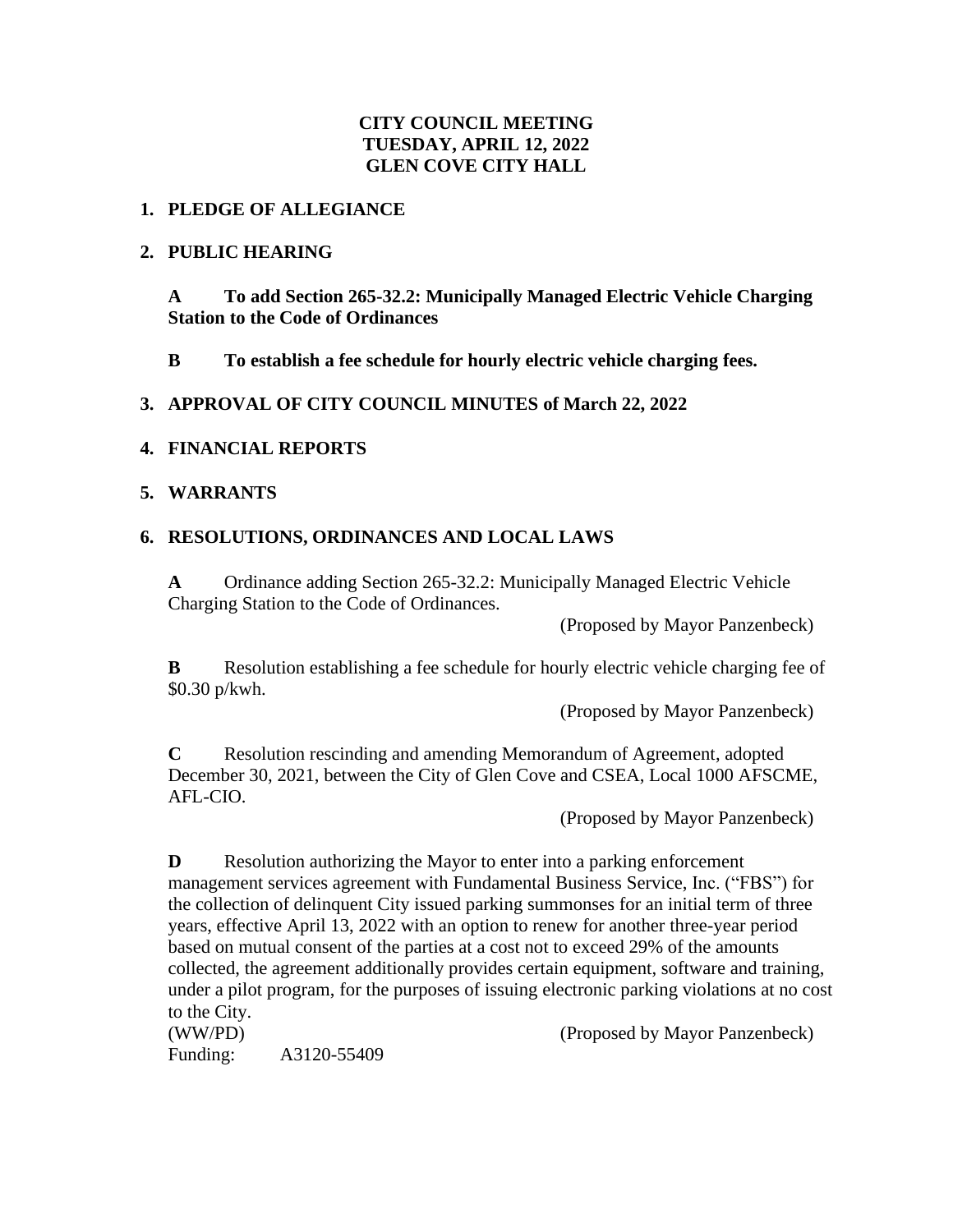**CITY COUNCIL MEETING**
**TUESDAY, APRIL 12, 2022**
**GLEN COVE CITY HALL**

1. **PLEDGE OF ALLEGIANCE**

2. **PUBLIC HEARING**

   **A To add Section 265-32.2: Municipally Managed Electric Vehicle Charging Station to the Code of Ordinances**

   **B To establish a fee schedule for hourly electric vehicle charging fees.**

3. **APPROVAL OF CITY COUNCIL MINUTES of March 22, 2022**

4. **FINANCIAL REPORTS**

5. **WARRANTS**

6. **RESOLUTIONS, ORDINANCES AND LOCAL LAWS**

   **A** Ordinance adding Section 265-32.2: Municipally Managed Electric Vehicle Charging Station to the Code of Ordinances.

   (Proposed by Mayor Panzenbeck)

   **B** Resolution establishing a fee schedule for hourly electric vehicle charging fee of $0.30 p/kwh.

   (Proposed by Mayor Panzenbeck)

   **C** Resolution rescinding and amending Memorandum of Agreement, adopted December 30, 2021, between the City of Glen Cove and CSEA, Local 1000 AFSCME, AFL-CIO.

   (Proposed by Mayor Panzenbeck)

   **D** Resolution authorizing the Mayor to enter into a parking enforcement management services agreement with Fundamental Business Service, Inc. ("FBS") for the collection of delinquent City issued parking summonses for an initial term of three years, effective April 13, 2022 with an option to renew for another three-year period based on mutual consent of the parties at a cost not to exceed 29% of the amounts collected, the agreement additionally provides certain equipment, software and training, under a pilot program, for the purposes of issuing electronic parking violations at no cost to the City.

   (WW/PD) (Proposed by Mayor Panzenbeck)

   Funding: A3120-55409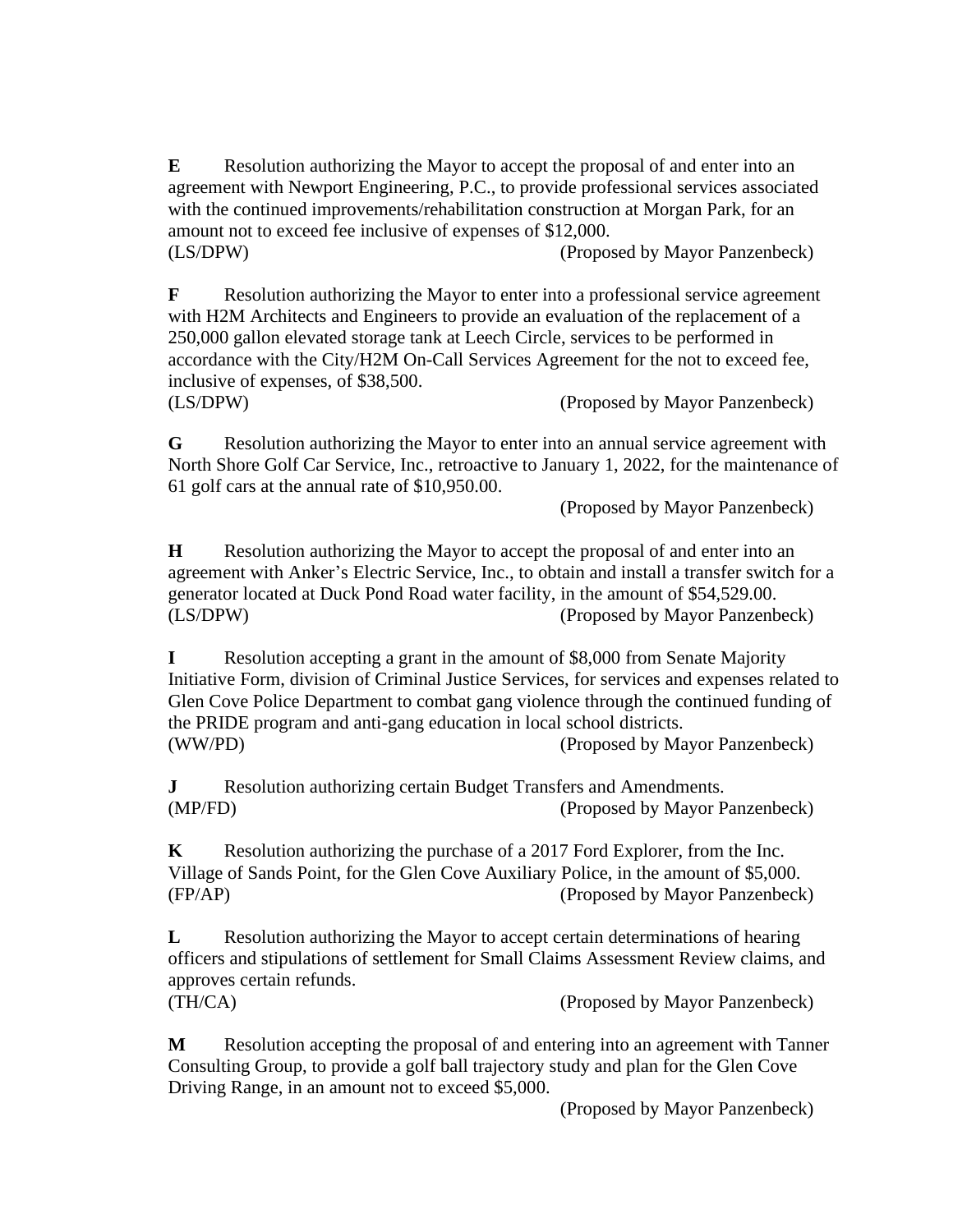**E** Resolution authorizing the Mayor to accept the proposal of and enter into an agreement with Newport Engineering, P.C., to provide professional services associated with the continued improvements/rehabilitation construction at Morgan Park, for an amount not to exceed fee inclusive of expenses of $12,000.
(LS/DPW) (Proposed by Mayor Panzenbeck)

**F** Resolution authorizing the Mayor to enter into a professional service agreement with H2M Architects and Engineers to provide an evaluation of the replacement of a 250,000 gallon elevated storage tank at Leech Circle, services to be performed in accordance with the City/H2M On-Call Services Agreement for the not to exceed fee, inclusive of expenses, of $38,500.
(LS/DPW) (Proposed by Mayor Panzenbeck)

**G** Resolution authorizing the Mayor to enter into an annual service agreement with North Shore Golf Car Service, Inc., retroactive to January 1, 2022, for the maintenance of 61 golf cars at the annual rate of $10,950.00.
(Proposed by Mayor Panzenbeck)

**H** Resolution authorizing the Mayor to accept the proposal of and enter into an agreement with Anker's Electric Service, Inc., to obtain and install a transfer switch for a generator located at Duck Pond Road water facility, in the amount of $54,529.00.
(LS/DPW) (Proposed by Mayor Panzenbeck)

**I** Resolution accepting a grant in the amount of $8,000 from Senate Majority Initiative Form, division of Criminal Justice Services, for services and expenses related to Glen Cove Police Department to combat gang violence through the continued funding of the PRIDE program and anti-gang education in local school districts.
(WW/PD) (Proposed by Mayor Panzenbeck)

**J** Resolution authorizing certain Budget Transfers and Amendments.
(MP/FD) (Proposed by Mayor Panzenbeck)

**K** Resolution authorizing the purchase of a 2017 Ford Explorer, from the Inc. Village of Sands Point, for the Glen Cove Auxiliary Police, in the amount of $5,000.
(FP/AP) (Proposed by Mayor Panzenbeck)

**L** Resolution authorizing the Mayor to accept certain determinations of hearing officers and stipulations of settlement for Small Claims Assessment Review claims, and approves certain refunds.
(TH/CA) (Proposed by Mayor Panzenbeck)

**M** Resolution accepting the proposal of and entering into an agreement with Tanner Consulting Group, to provide a golf ball trajectory study and plan for the Glen Cove Driving Range, in an amount not to exceed $5,000.
(Proposed by Mayor Panzenbeck)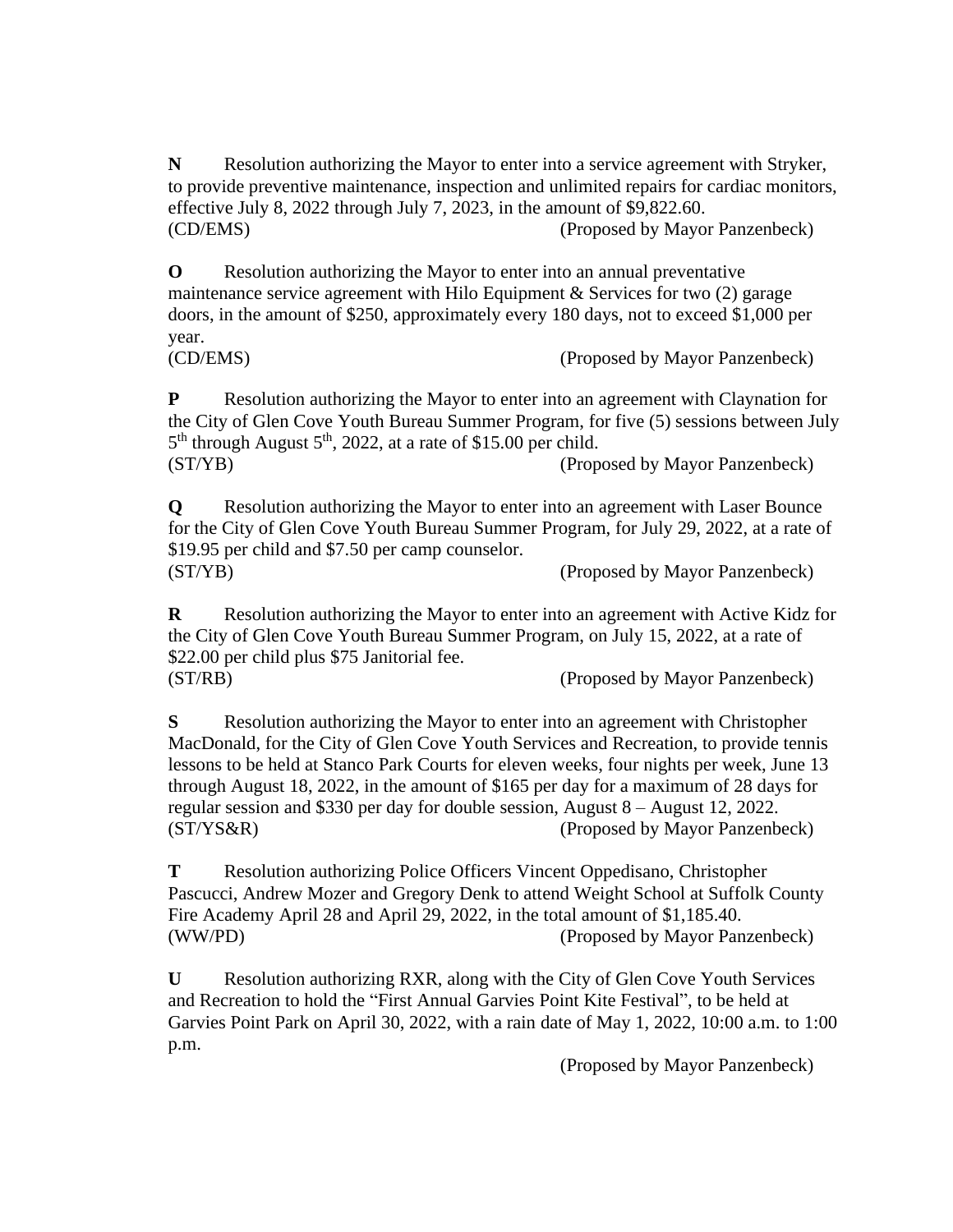**N** Resolution authorizing the Mayor to enter into a service agreement with Stryker, to provide preventive maintenance, inspection and unlimited repairs for cardiac monitors, effective July 8, 2022 through July 7, 2023, in the amount of $9,822.60.
(CD/EMS) (Proposed by Mayor Panzenbeck)

**O** Resolution authorizing the Mayor to enter into an annual preventative maintenance service agreement with Hilo Equipment & Services for two (2) garage doors, in the amount of $250, approximately every 180 days, not to exceed $1,000 per year.
(CD/EMS) (Proposed by Mayor Panzenbeck)

**P** Resolution authorizing the Mayor to enter into an agreement with Claynation for the City of Glen Cove Youth Bureau Summer Program, for five (5) sessions between July 5th through August 5th, 2022, at a rate of $15.00 per child.
(ST/YB) (Proposed by Mayor Panzenbeck)

**Q** Resolution authorizing the Mayor to enter into an agreement with Laser Bounce for the City of Glen Cove Youth Bureau Summer Program, for July 29, 2022, at a rate of $19.95 per child and $7.50 per camp counselor.
(ST/YB) (Proposed by Mayor Panzenbeck)

**R** Resolution authorizing the Mayor to enter into an agreement with Active Kidz for the City of Glen Cove Youth Bureau Summer Program, on July 15, 2022, at a rate of $22.00 per child plus $75 Janitorial fee.
(ST/RB) (Proposed by Mayor Panzenbeck)

**S** Resolution authorizing the Mayor to enter into an agreement with Christopher MacDonald, for the City of Glen Cove Youth Services and Recreation, to provide tennis lessons to be held at Stanco Park Courts for eleven weeks, four nights per week, June 13 through August 18, 2022, in the amount of $165 per day for a maximum of 28 days for regular session and $330 per day for double session, August 8 – August 12, 2022.
(ST/YS&R) (Proposed by Mayor Panzenbeck)

**T** Resolution authorizing Police Officers Vincent Oppedisano, Christopher Pascucci, Andrew Mozer and Gregory Denk to attend Weight School at Suffolk County Fire Academy April 28 and April 29, 2022, in the total amount of $1,185.40.
(WW/PD) (Proposed by Mayor Panzenbeck)

**U** Resolution authorizing RXR, along with the City of Glen Cove Youth Services and Recreation to hold the "First Annual Garvies Point Kite Festival", to be held at Garvies Point Park on April 30, 2022, with a rain date of May 1, 2022, 10:00 a.m. to 1:00 p.m.
(Proposed by Mayor Panzenbeck)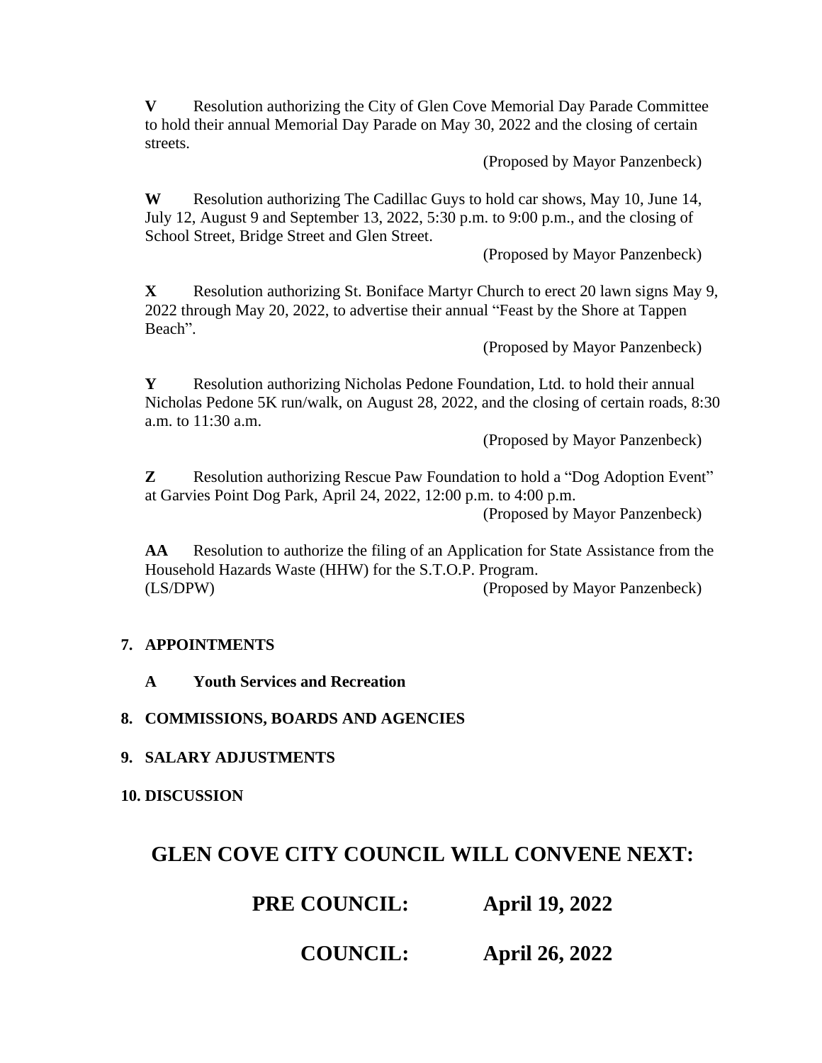**V** Resolution authorizing the City of Glen Cove Memorial Day Parade Committee to hold their annual Memorial Day Parade on May 30, 2022 and the closing of certain streets.

(Proposed by Mayor Panzenbeck)

**W** Resolution authorizing The Cadillac Guys to hold car shows, May 10, June 14, July 12, August 9 and September 13, 2022, 5:30 p.m. to 9:00 p.m., and the closing of School Street, Bridge Street and Glen Street.

(Proposed by Mayor Panzenbeck)

**X** Resolution authorizing St. Boniface Martyr Church to erect 20 lawn signs May 9, 2022 through May 20, 2022, to advertise their annual "Feast by the Shore at Tappen Beach".

(Proposed by Mayor Panzenbeck)

**Y** Resolution authorizing Nicholas Pedone Foundation, Ltd. to hold their annual Nicholas Pedone 5K run/walk, on August 28, 2022, and the closing of certain roads, 8:30 a.m. to 11:30 a.m.

(Proposed by Mayor Panzenbeck)

**Z** Resolution authorizing Rescue Paw Foundation to hold a "Dog Adoption Event" at Garvies Point Dog Park, April 24, 2022, 12:00 p.m. to 4:00 p.m.

(Proposed by Mayor Panzenbeck)

**AA** Resolution to authorize the filing of an Application for State Assistance from the Household Hazards Waste (HHW) for the S.T.O.P. Program.

(LS/DPW) (Proposed by Mayor Panzenbeck)

**7. APPOINTMENTS**

**A Youth Services and Recreation**

**8. COMMISSIONS, BOARDS AND AGENCIES**

**9. SALARY ADJUSTMENTS**

**10. DISCUSSION**

## GLEN COVE CITY COUNCIL WILL CONVENE NEXT:

**PRE COUNCIL: April 19, 2022**

**COUNCIL: April 26, 2022**